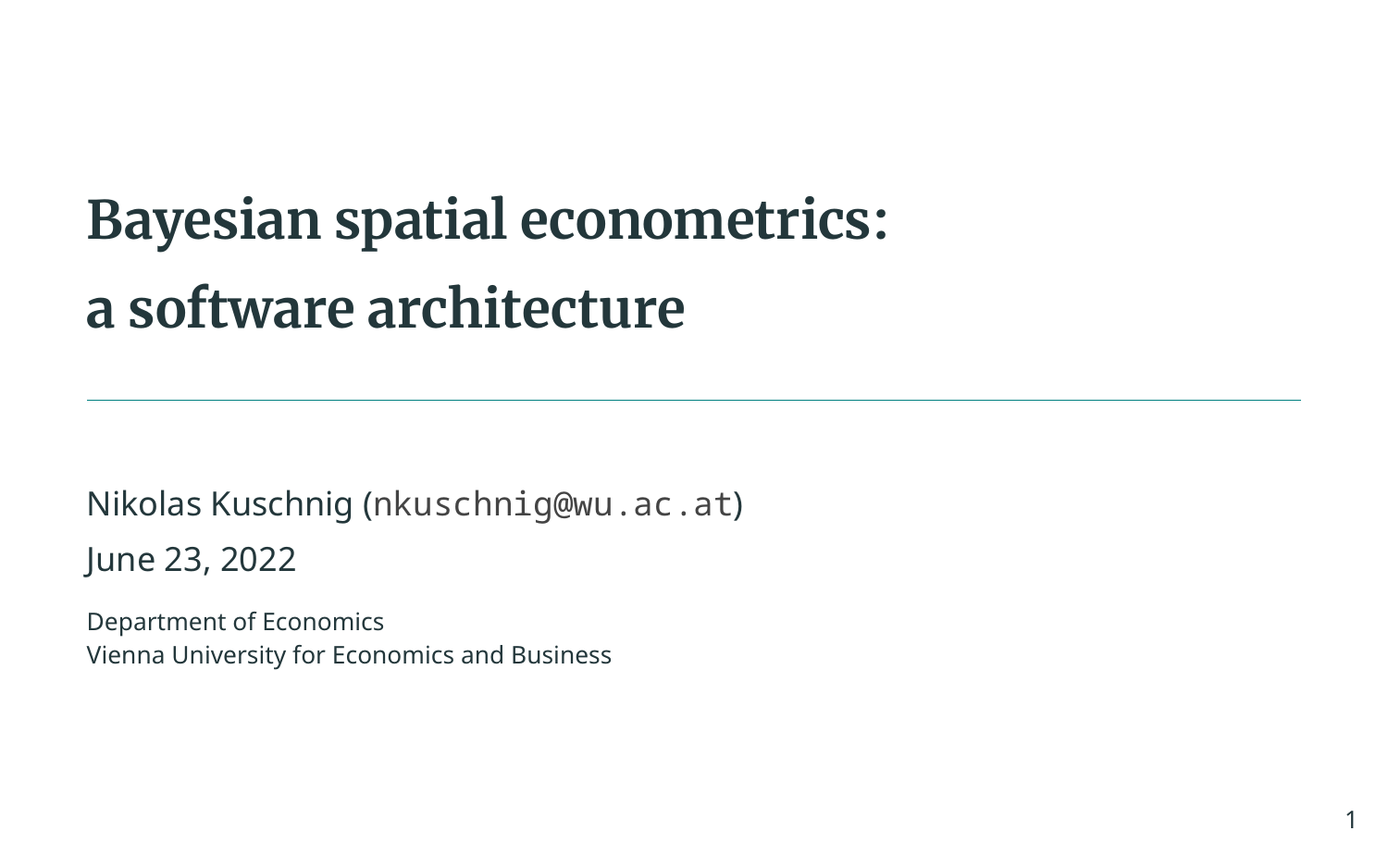# Bayesian spatial econometrics: a software architecture

Nikolas Kuschnig (`nkuschnig@wu.ac.at`)

June 23, 2022

Department of Economics
Vienna University for Economics and Business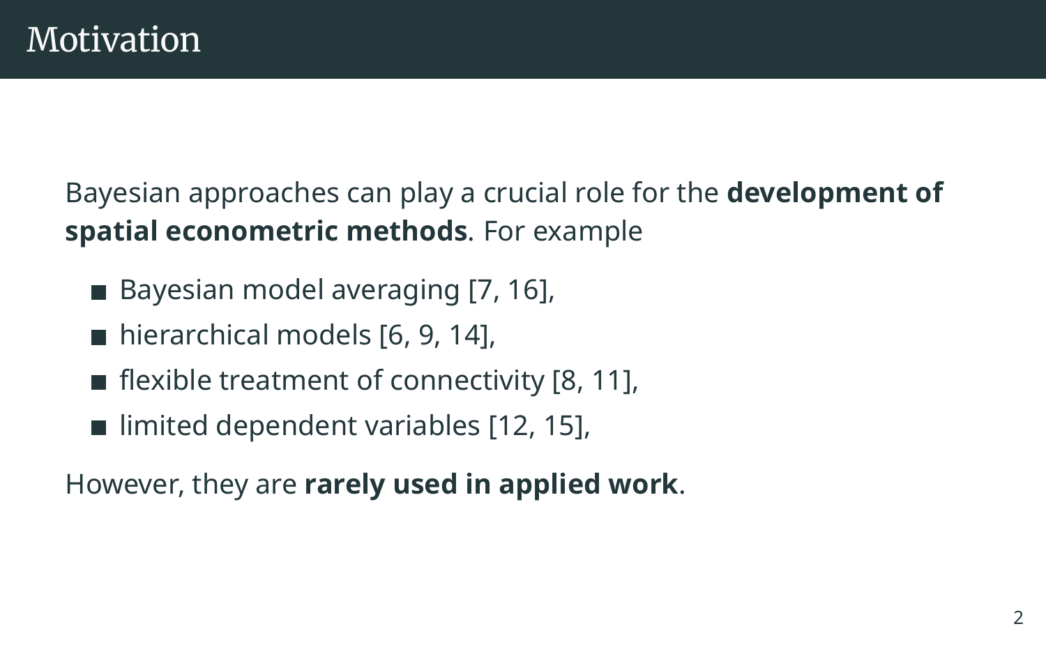# Motivation

Bayesian approaches can play a crucial role for the **development of spatial econometric methods**. For example

- Bayesian model averaging [7, 16],
- hierarchical models [6, 9, 14],
- flexible treatment of connectivity [8, 11],
- limited dependent variables [12, 15],

However, they are **rarely used in applied work**.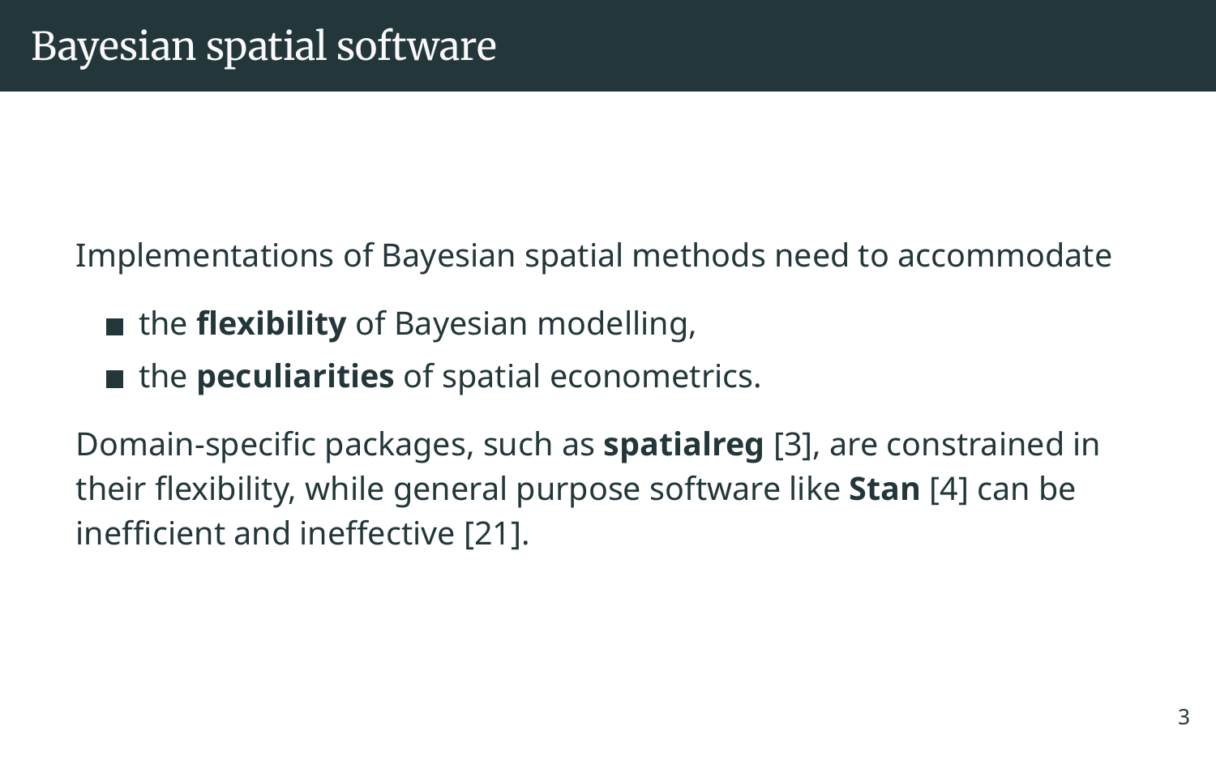# Bayesian spatial software

Implementations of Bayesian spatial methods need to accommodate

- the **flexibility** of Bayesian modelling,
- the **peculiarities** of spatial econometrics.

Domain-specific packages, such as **spatialreg** [3], are constrained in their flexibility, while general purpose software like **Stan** [4] can be inefficient and ineffective [21].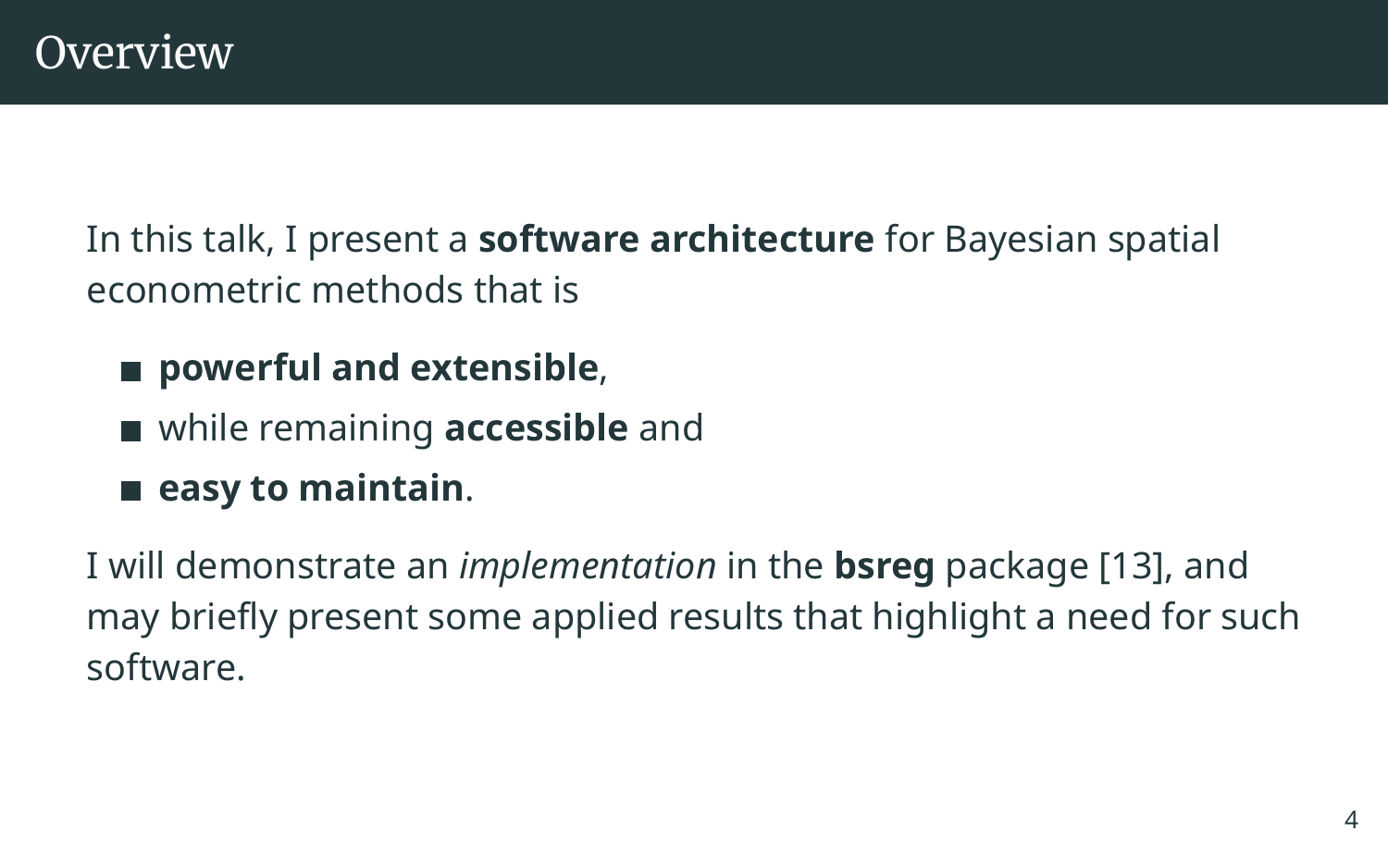# Overview

In this talk, I present a **software architecture** for Bayesian spatial econometric methods that is

- **powerful and extensible**,
- while remaining **accessible** and
- **easy to maintain**.

I will demonstrate an *implementation* in the **bsreg** package [13], and may briefly present some applied results that highlight a need for such software.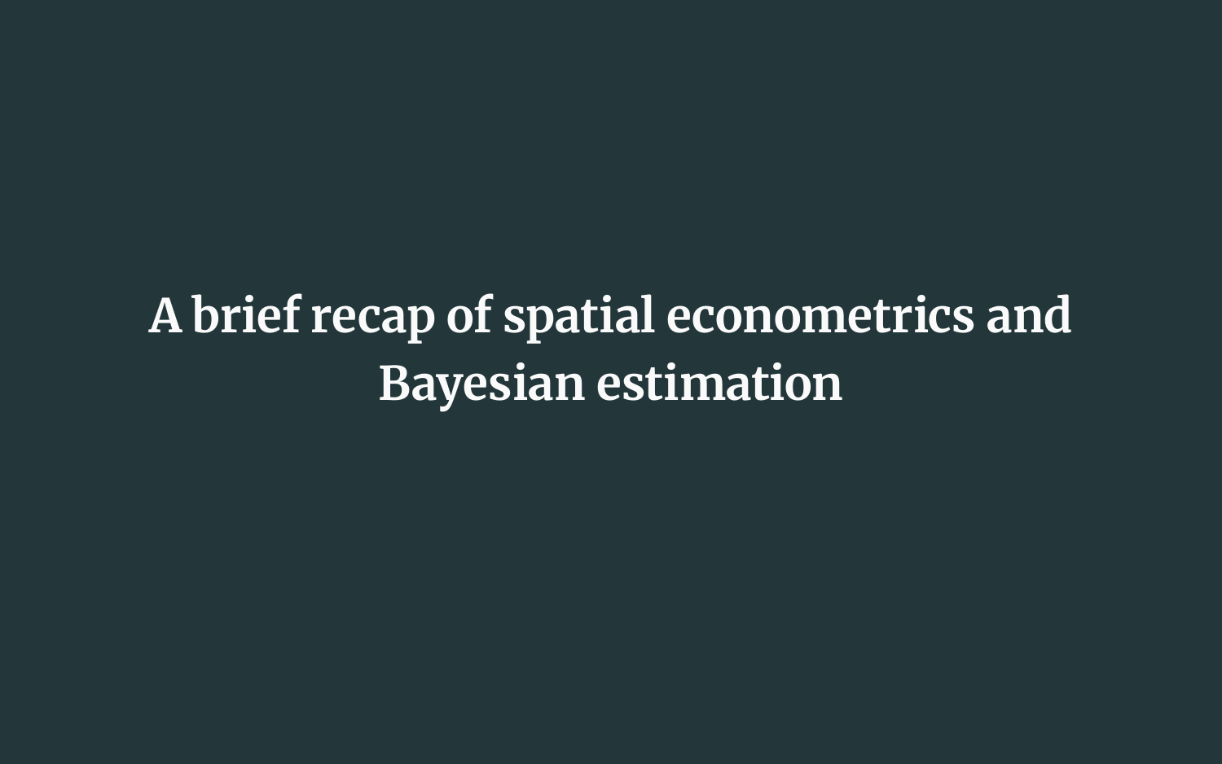# A brief recap of spatial econometrics and Bayesian estimation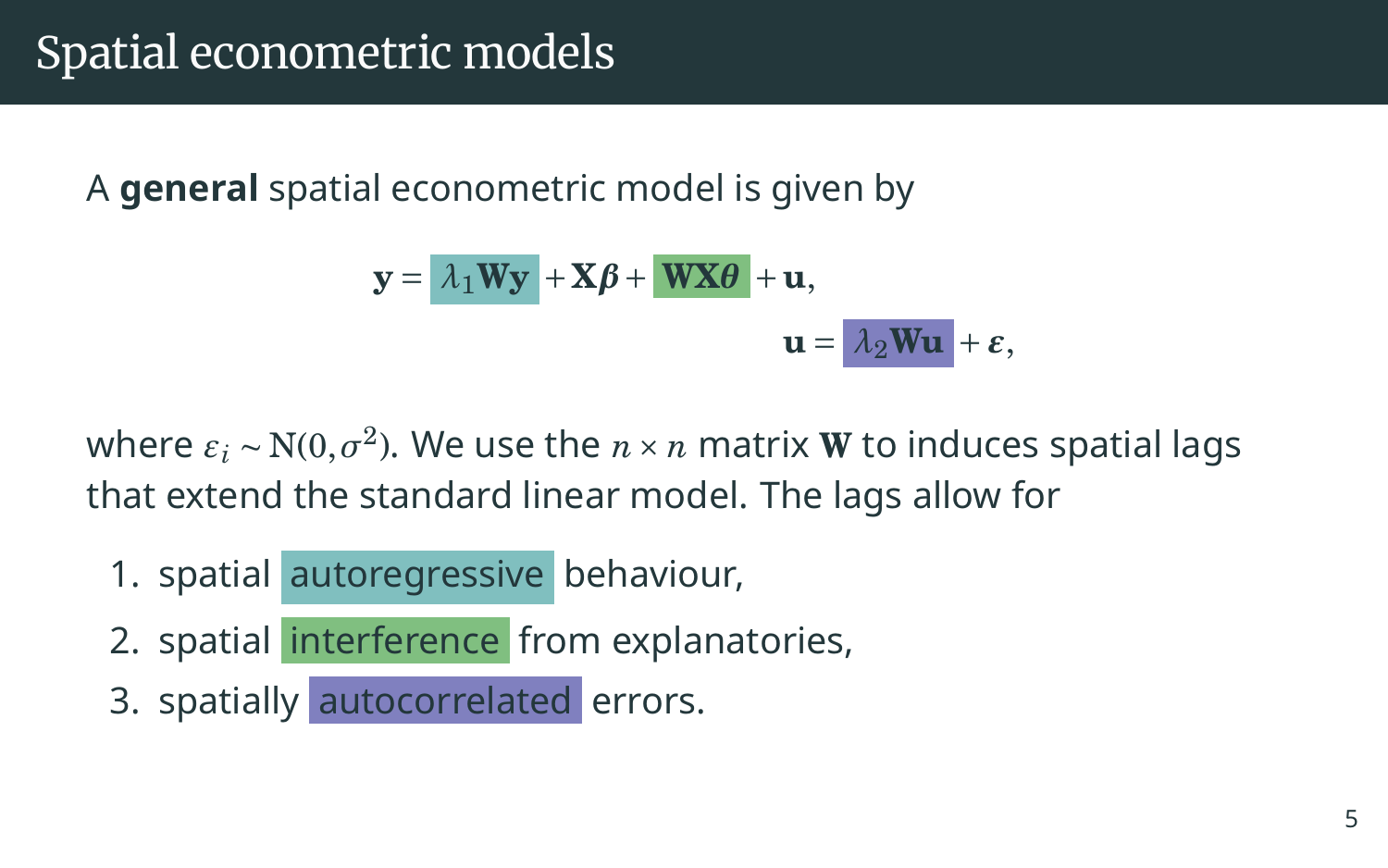# Spatial econometric models

A **general** spatial econometric model is given by

$$
\begin{aligned}
\mathbf{y} &= \lambda_1 \mathbf{W}\mathbf{y} + \mathbf{X}\boldsymbol{\beta} + \mathbf{W}\mathbf{X}\boldsymbol{\theta} + \mathbf{u}, \\
\mathbf{u} &= \lambda_2 \mathbf{W}\mathbf{u} + \boldsymbol{\varepsilon},
\end{aligned}
$$

where $\varepsilon_i \sim \mathrm{N}(0, \sigma^2)$. We use the $n \times n$ matrix $\mathbf{W}$ to induces spatial lags that extend the standard linear model. The lags allow for

1. spatial autoregressive behaviour,
2. spatial interference from explanatories,
3. spatially autocorrelated errors.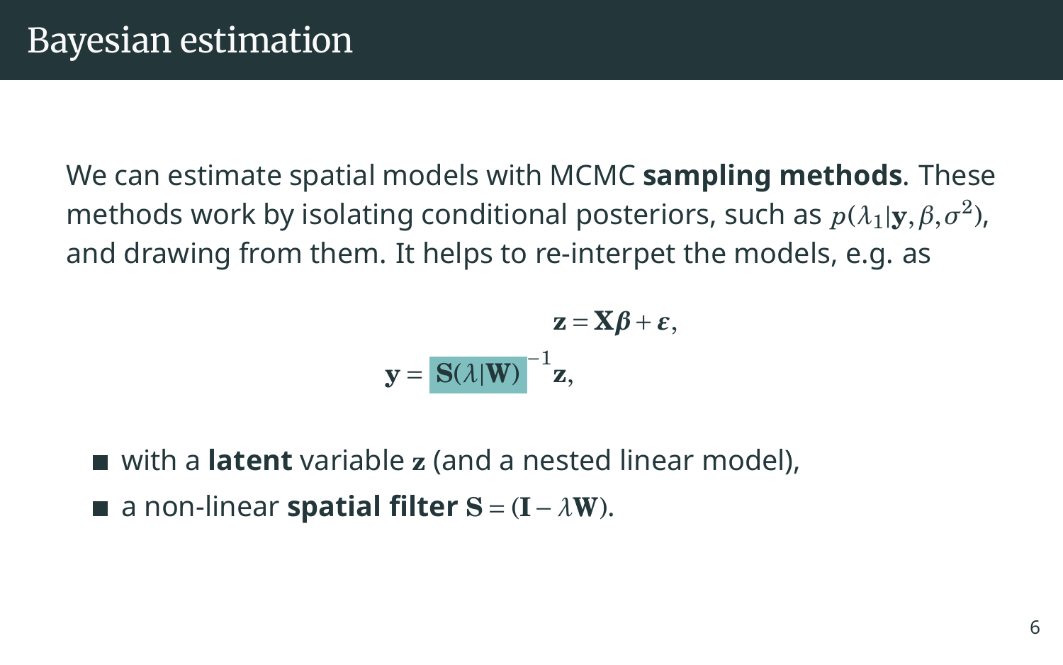# Bayesian estimation

We can estimate spatial models with MCMC **sampling methods**. These methods work by isolating conditional posteriors, such as $p(\lambda_1 | \mathbf{y}, \beta, \sigma^2)$, and drawing from them. It helps to re-interpet the models, e.g. as

$$
\begin{aligned}
\mathbf{z} &= \mathbf{X}\boldsymbol{\beta} + \boldsymbol{\varepsilon}, \\
\mathbf{y} &= \mathbf{S}(\lambda | \mathbf{W})^{-1} \mathbf{z},
\end{aligned}
$$

- with a **latent** variable $\mathbf{z}$ (and a nested linear model),
- a non-linear **spatial filter** $\mathbf{S} = (\mathbf{I} - \lambda \mathbf{W})$.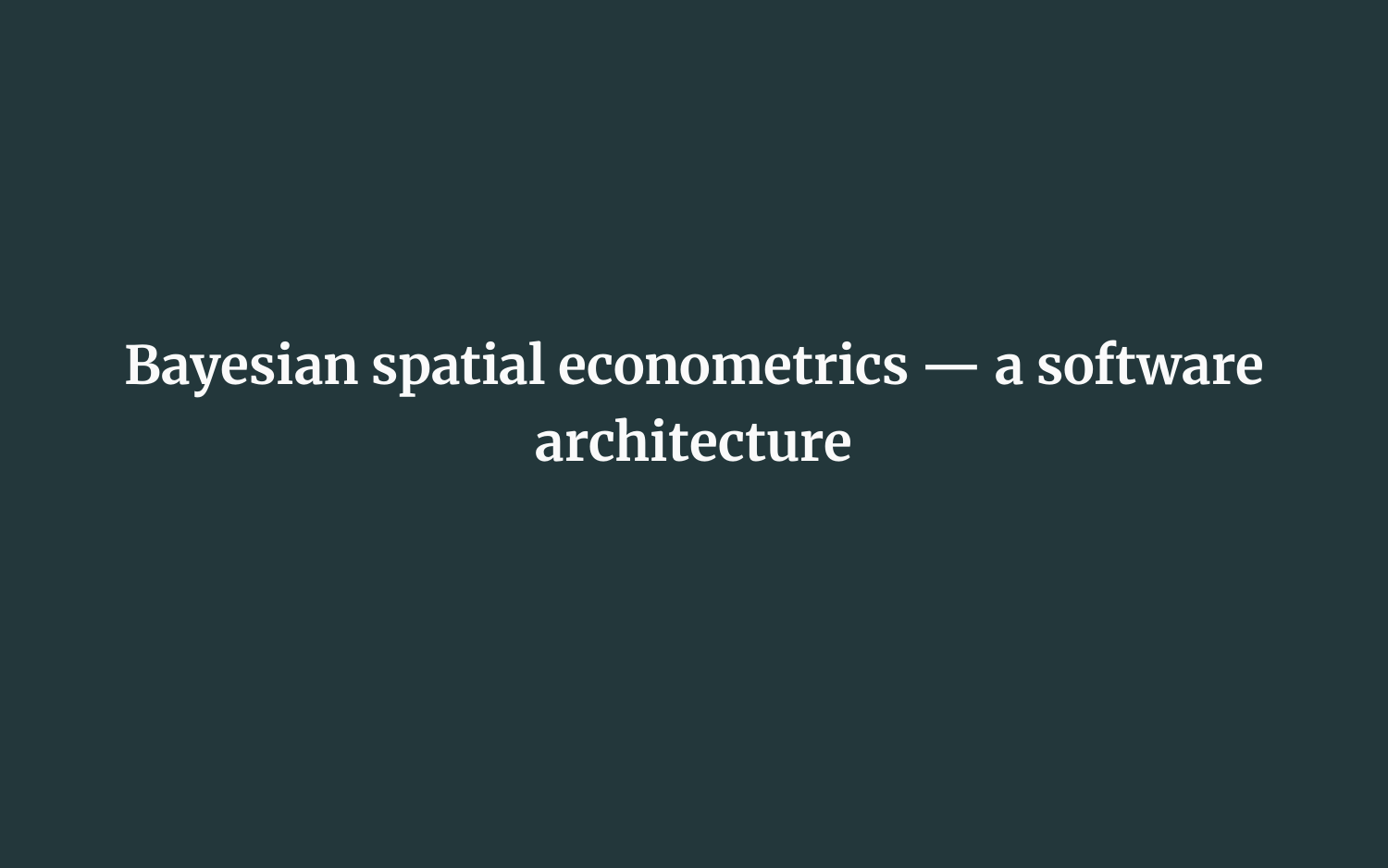# Bayesian spatial econometrics — a software architecture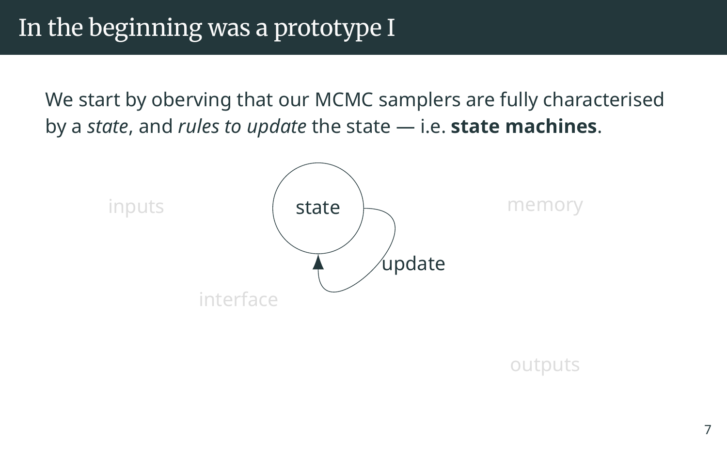# In the beginning was a prototype I

We start by oberving that our MCMC samplers are fully characterised by a *state*, and *rules to update* the state — i.e. **state machines**.

inputs

state

update

memory

interface

outputs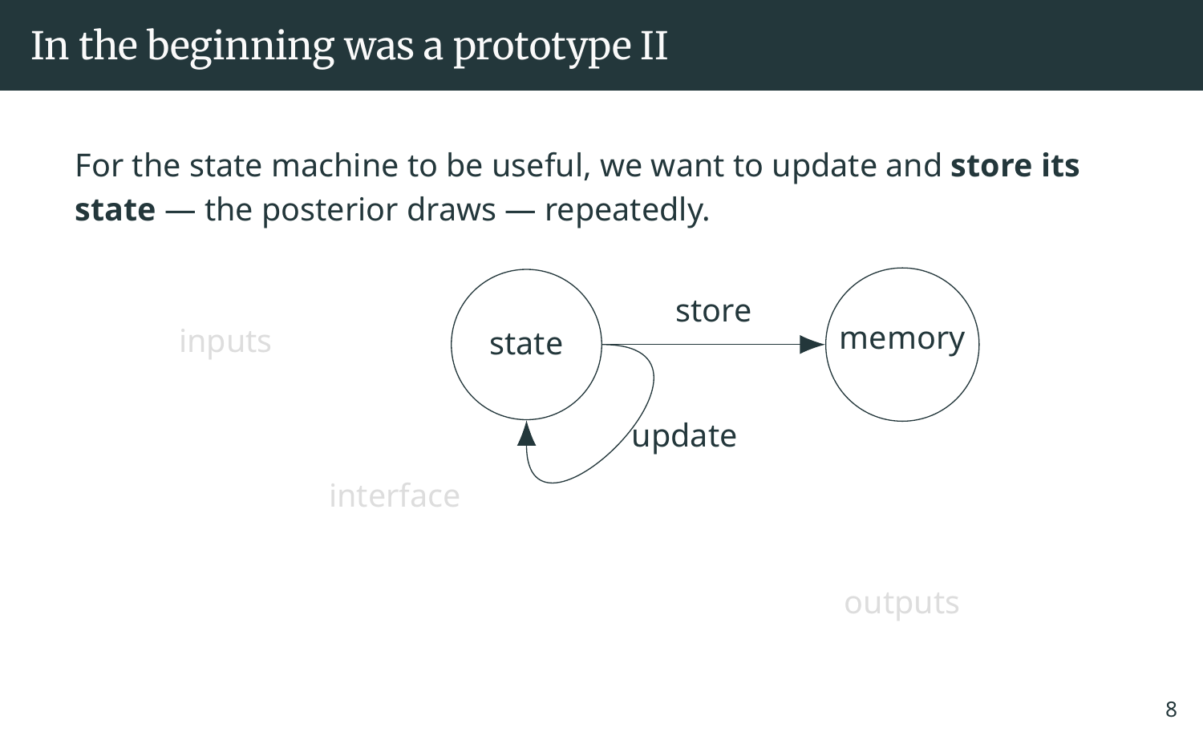# In the beginning was a prototype II

For the state machine to be useful, we want to update and **store its state** — the posterior draws — repeatedly.

inputs

state

store

memory

update

interface

outputs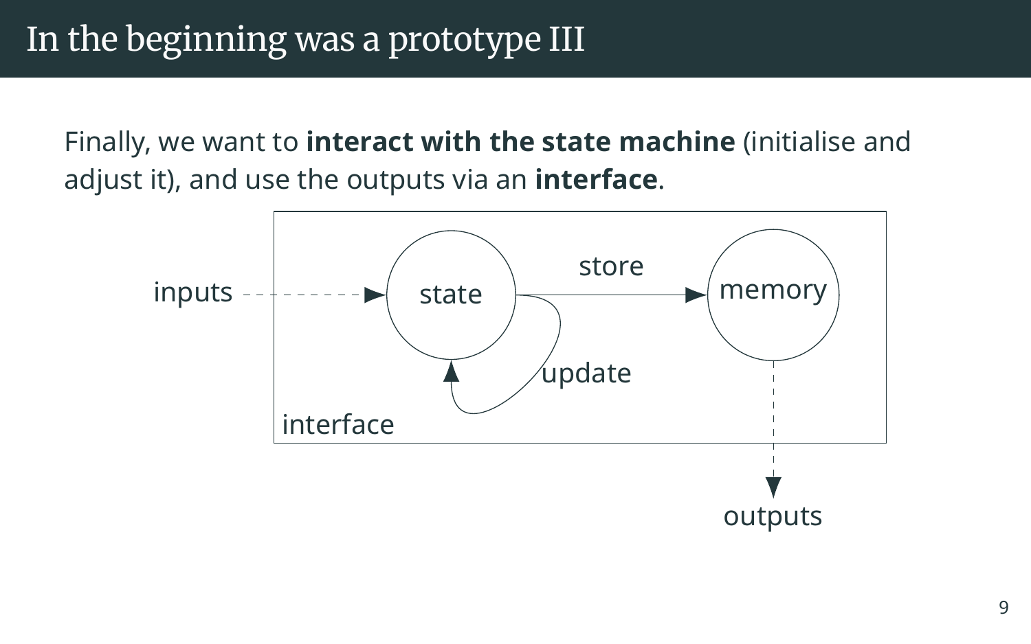# In the beginning was a prototype III

Finally, we want to **interact with the state machine** (initialise and adjust it), and use the outputs via an **interface**.

inputs

state

store

memory

update

interface

outputs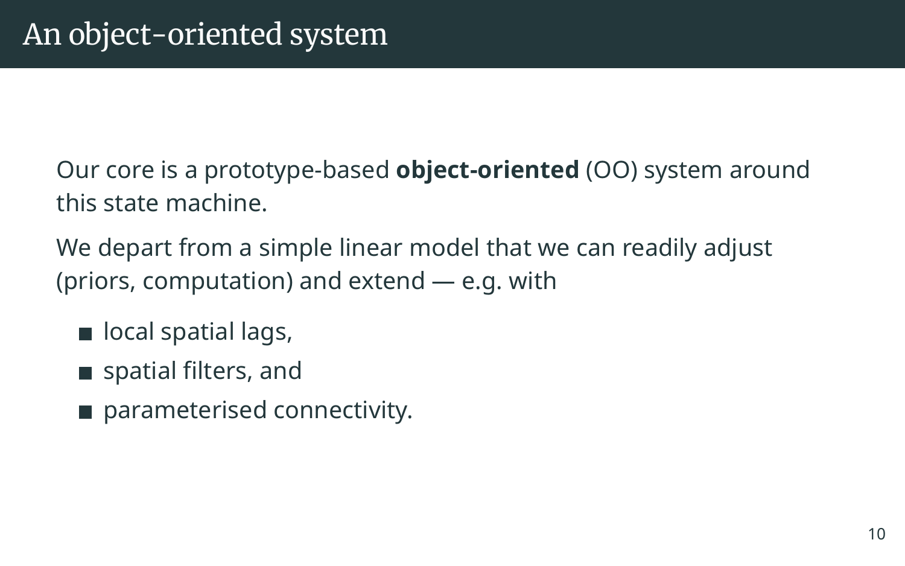# An object-oriented system

Our core is a prototype-based **object-oriented** (OO) system around this state machine.

We depart from a simple linear model that we can readily adjust (priors, computation) and extend — e.g. with

- local spatial lags,
- spatial filters, and
- parameterised connectivity.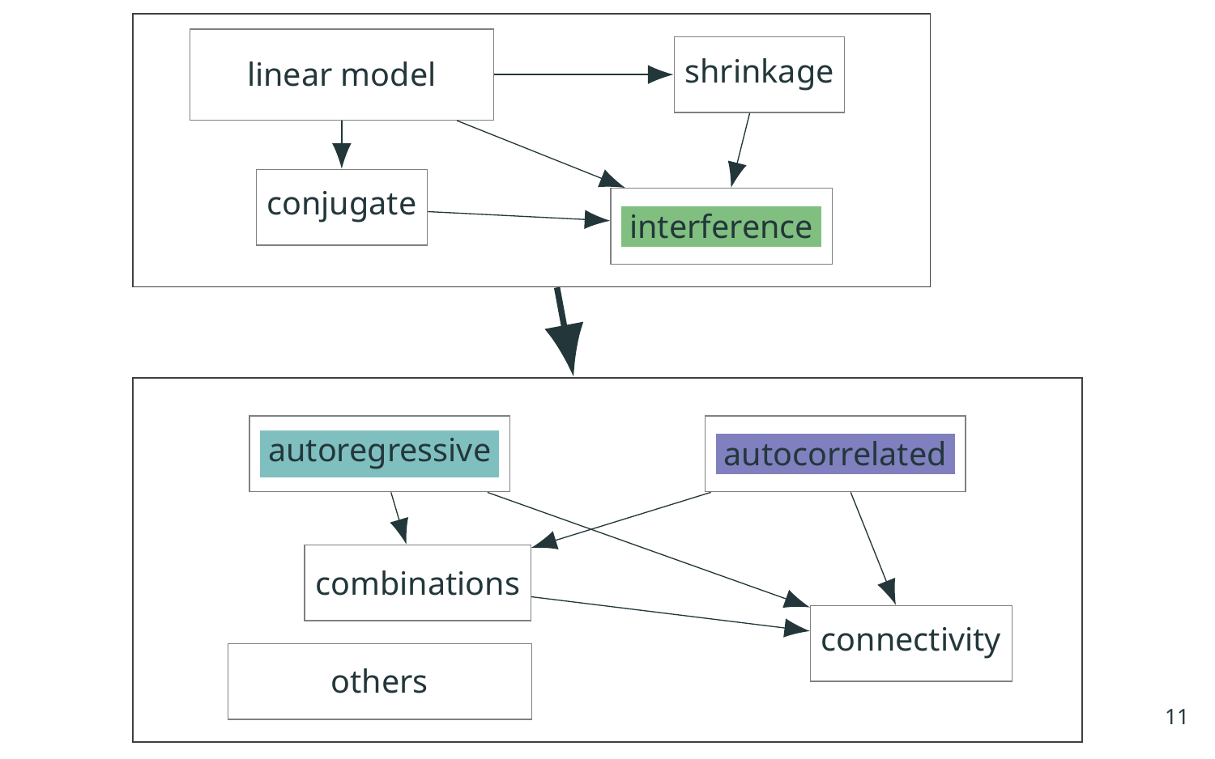linear model

shrinkage

conjugate

interference

autoregressive

autocorrelated

combinations

connectivity

others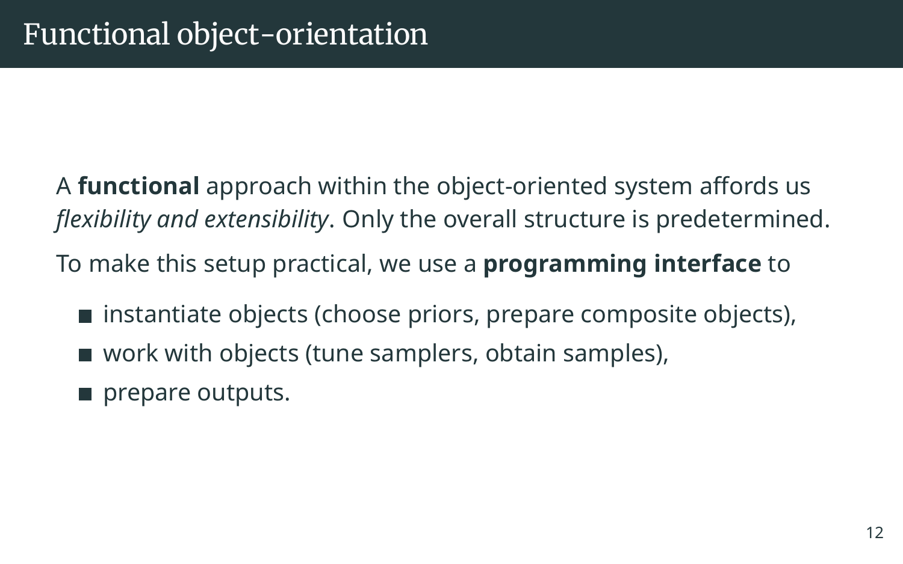# Functional object-orientation

A **functional** approach within the object-oriented system affords us *flexibility and extensibility*. Only the overall structure is predetermined.

To make this setup practical, we use a **programming interface** to

- instantiate objects (choose priors, prepare composite objects),
- work with objects (tune samplers, obtain samples),
- prepare outputs.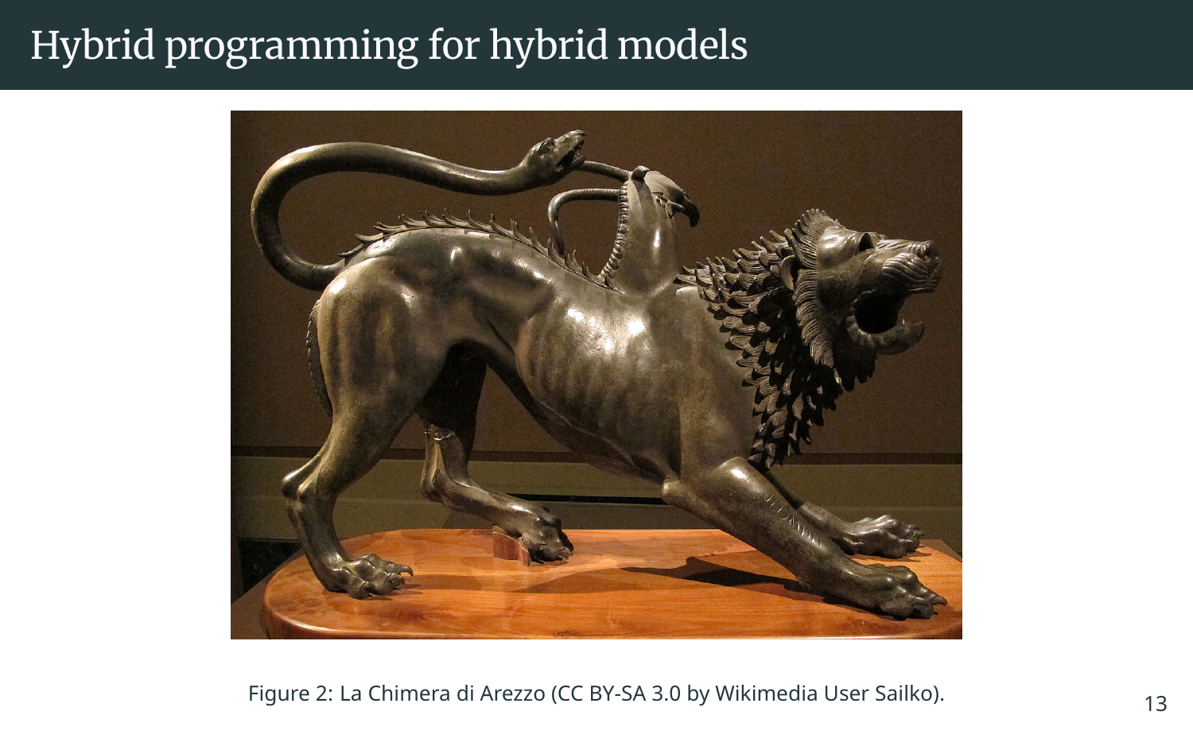# Hybrid programming for hybrid models

Figure 2: La Chimera di Arezzo (CC BY-SA 3.0 by Wikimedia User Sailko).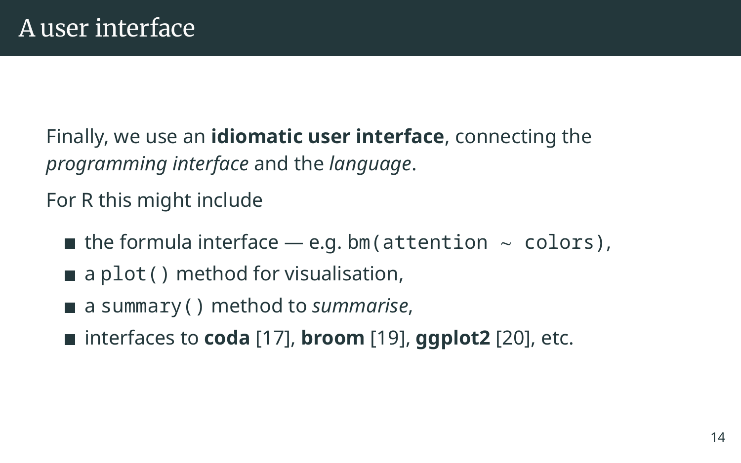# A user interface

Finally, we use an **idiomatic user interface**, connecting the *programming interface* and the *language*.

For R this might include

- the formula interface — e.g. `bm(attention ~ colors)`,
- a `plot()` method for visualisation,
- a `summary()` method to *summarise*,
- interfaces to **coda** [17], **broom** [19], **ggplot2** [20], etc.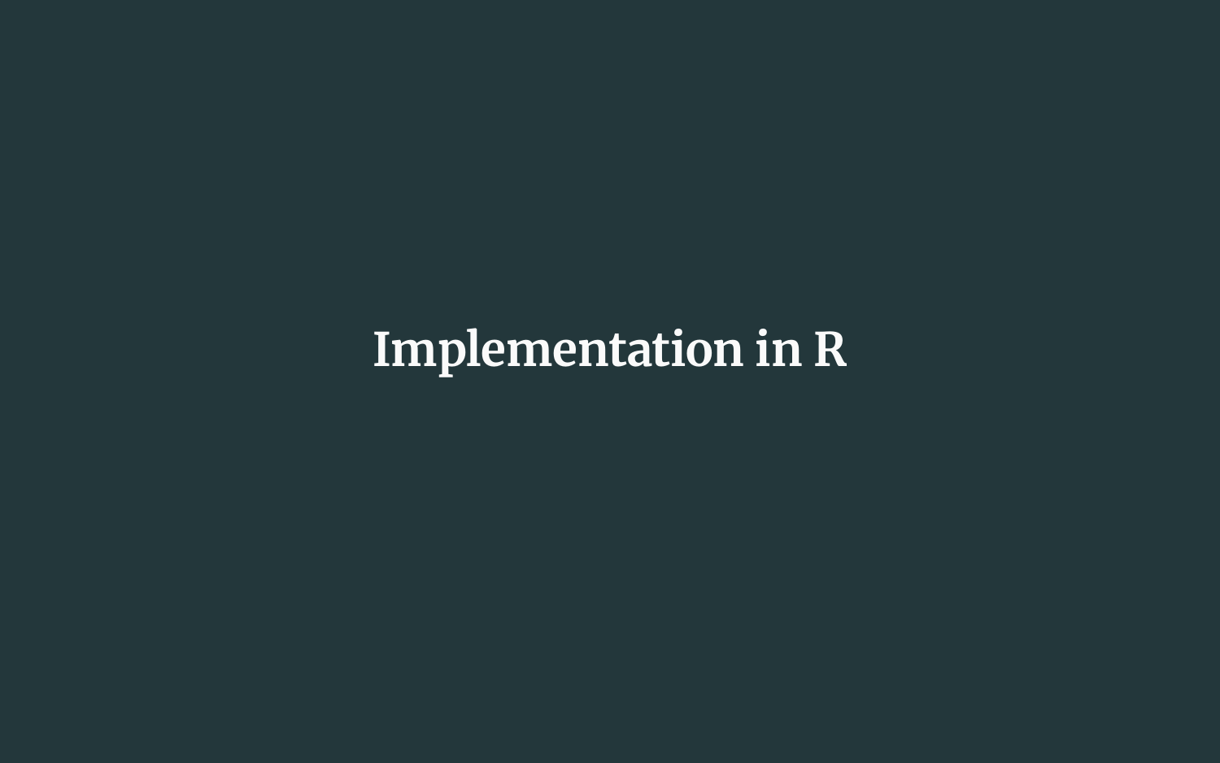# Implementation in R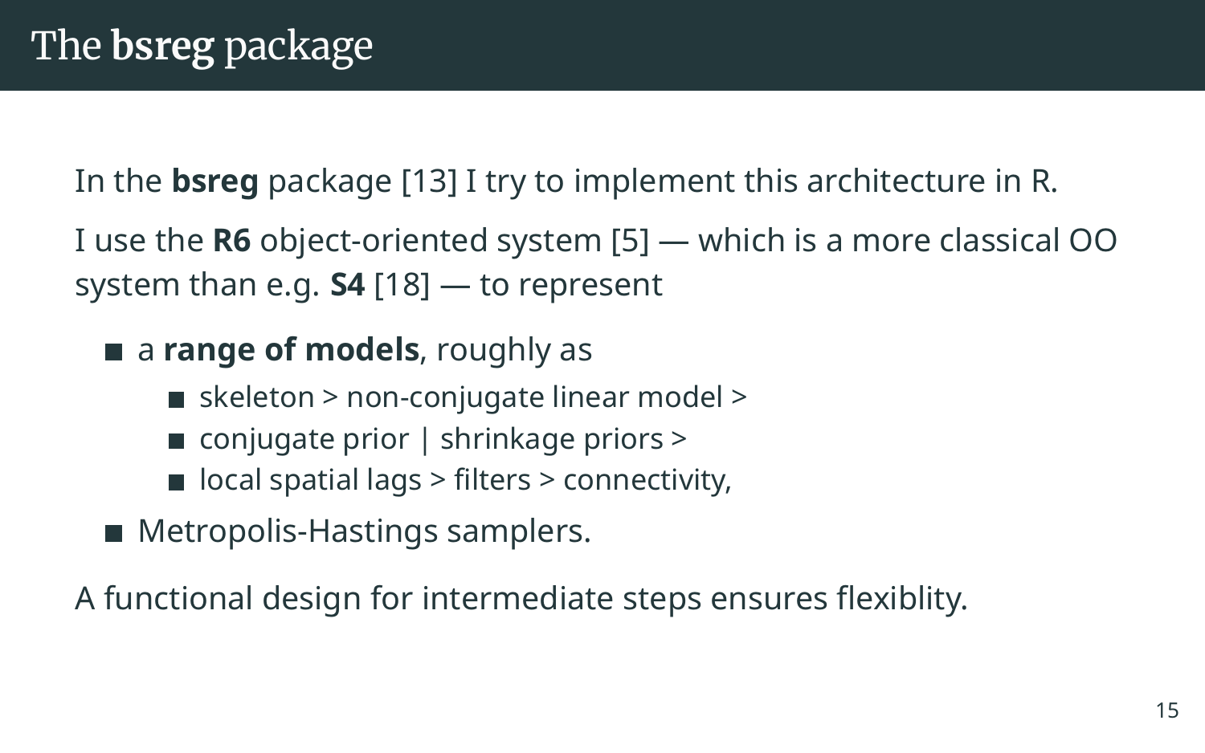# The **bsreg** package

In the **bsreg** package [13] I try to implement this architecture in R.

I use the **R6** object-oriented system [5] — which is a more classical OO system than e.g. **S4** [18] — to represent

- a **range of models**, roughly as
  - skeleton > non-conjugate linear model >
  - conjugate prior | shrinkage priors >
  - local spatial lags > filters > connectivity,
- Metropolis-Hastings samplers.

A functional design for intermediate steps ensures flexiblity.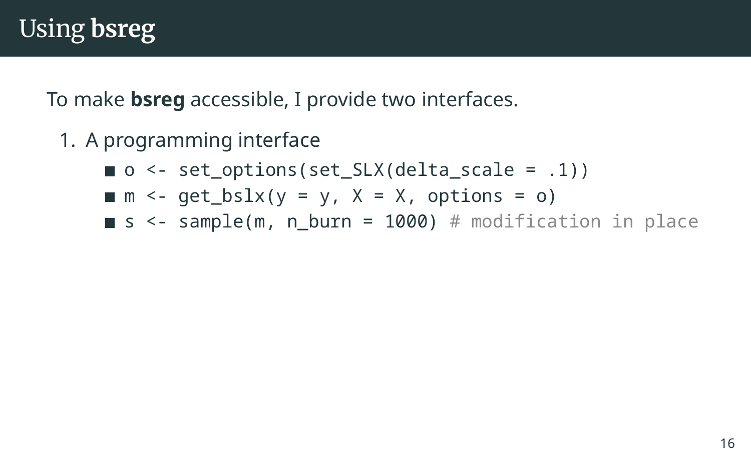# Using **bsreg**

To make **bsreg** accessible, I provide two interfaces.

1. A programming interface
   - `o <- set_options(set_SLX(delta_scale = .1))`
   - `m <- get_bslx(y = y, X = X, options = o)`
   - `s <- sample(m, n_burn = 1000) # modification in place`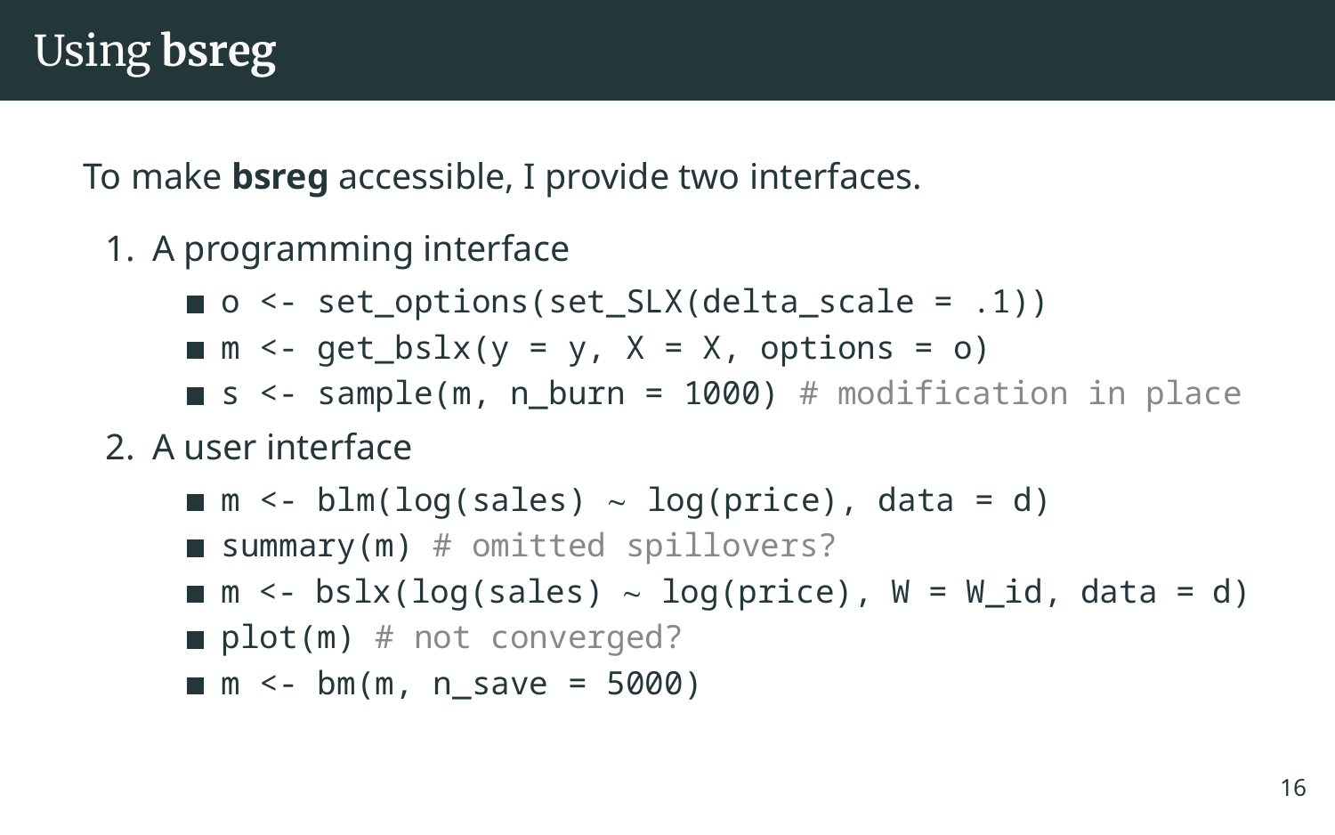# Using **bsreg**

To make **bsreg** accessible, I provide two interfaces.

1. A programming interface
   - `o <- set_options(set_SLX(delta_scale = .1))`
   - `m <- get_bslx(y = y, X = X, options = o)`
   - `s <- sample(m, n_burn = 1000) # modification in place`
2. A user interface
   - `m <- blm(log(sales) ~ log(price), data = d)`
   - `summary(m) # omitted spillovers?`
   - `m <- bslx(log(sales) ~ log(price), W = W_id, data = d)`
   - `plot(m) # not converged?`
   - `m <- bm(m, n_save = 5000)`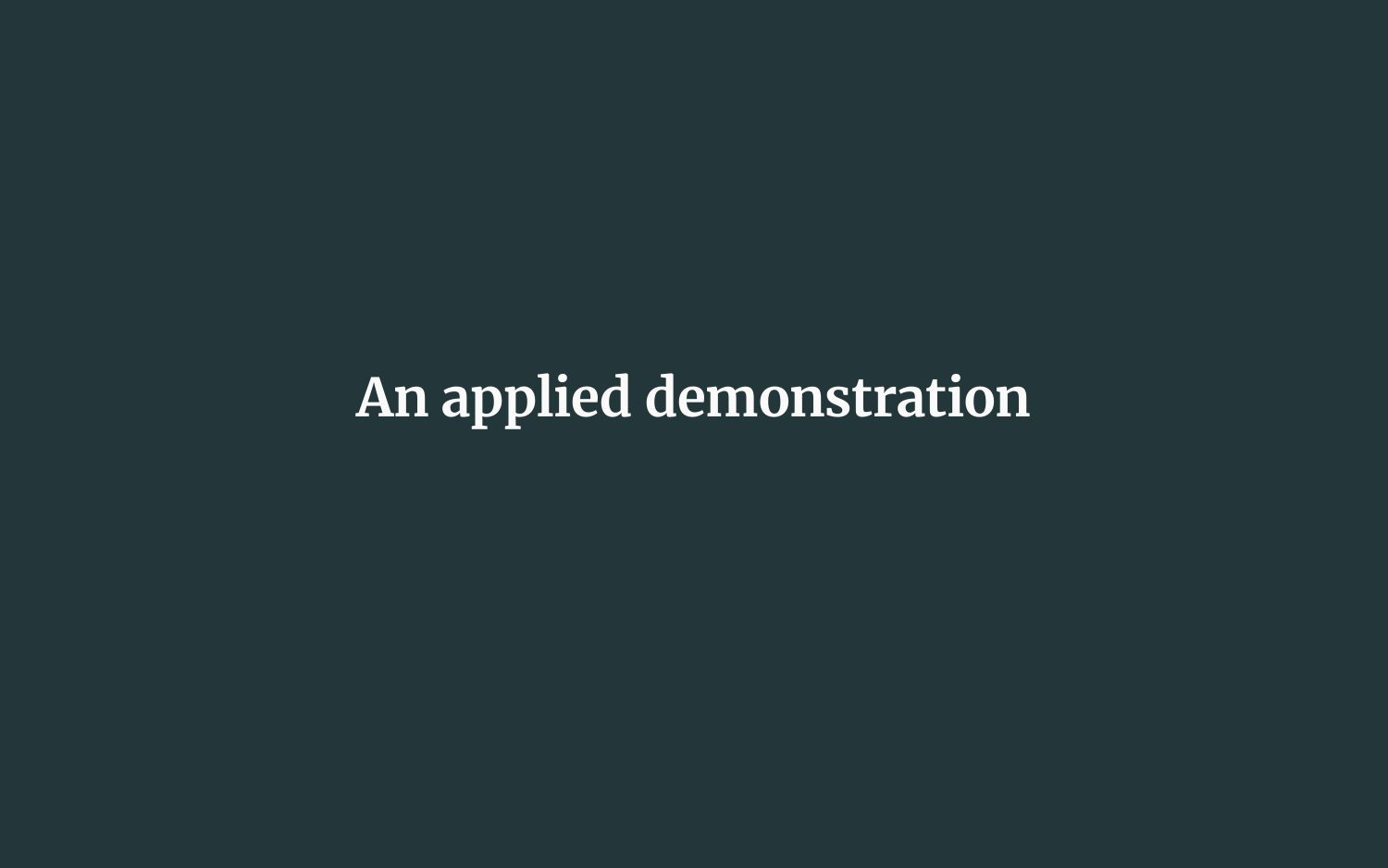# An applied demonstration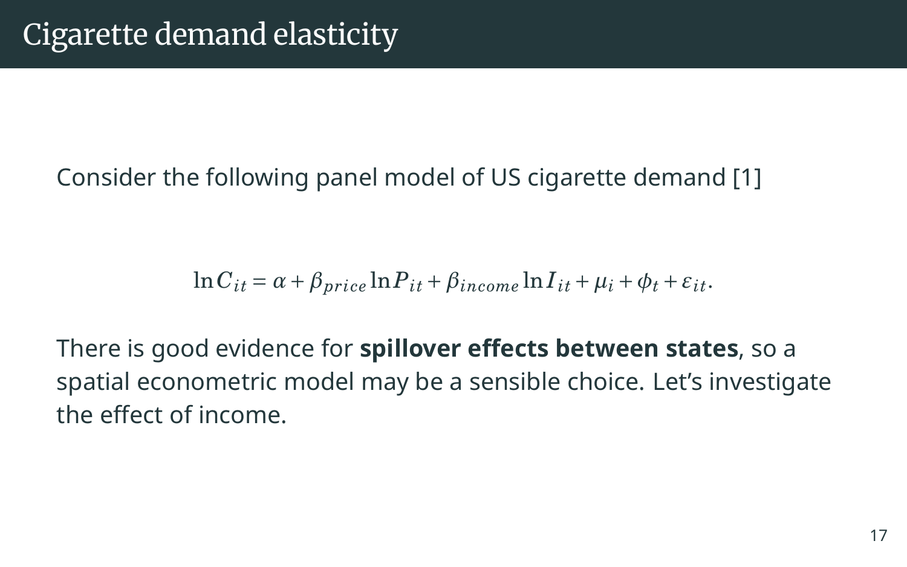# Cigarette demand elasticity

Consider the following panel model of US cigarette demand [1]

$$\ln C_{it} = \alpha + \beta_{price} \ln P_{it} + \beta_{income} \ln I_{it} + \mu_i + \phi_t + \varepsilon_{it}.$$

There is good evidence for **spillover effects between states**, so a spatial econometric model may be a sensible choice. Let's investigate the effect of income.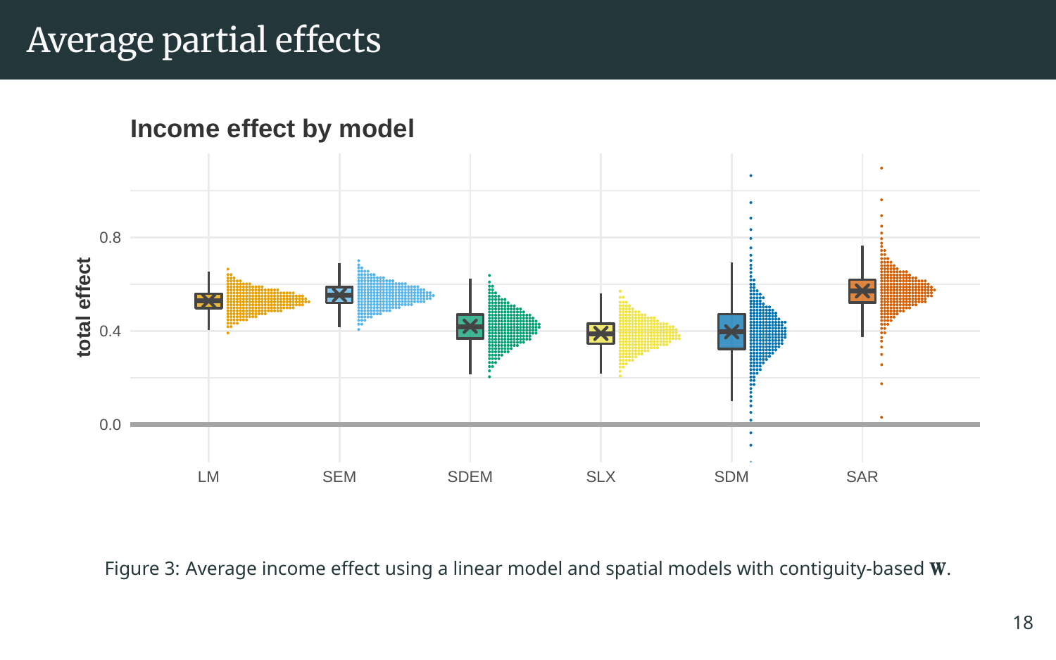# Average partial effects

Figure 3: Average income effect using a linear model and spatial models with contiguity-based $\mathbf{W}$.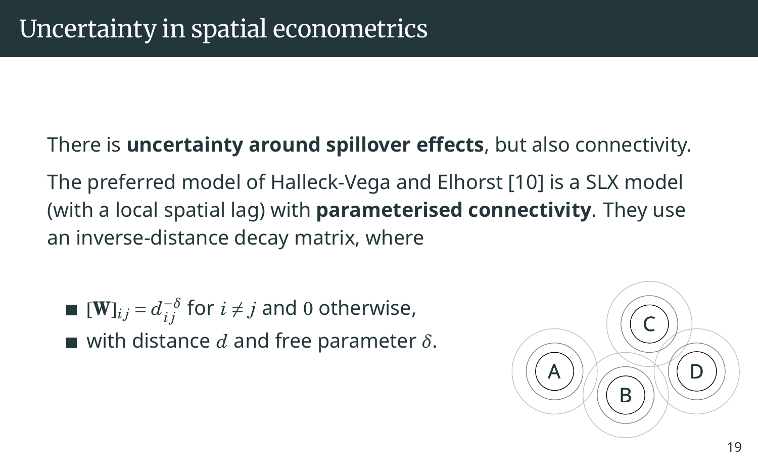# Uncertainty in spatial econometrics

There is **uncertainty around spillover effects**, but also connectivity.

The preferred model of Halleck-Vega and Elhorst [10] is a SLX model (with a local spatial lag) with **parameterised connectivity**. They use an inverse-distance decay matrix, where

- $[\mathbf{W}]_{ij} = d_{ij}^{-\delta}$ for $i \neq j$ and $0$ otherwise,
- with distance $d$ and free parameter $\delta$.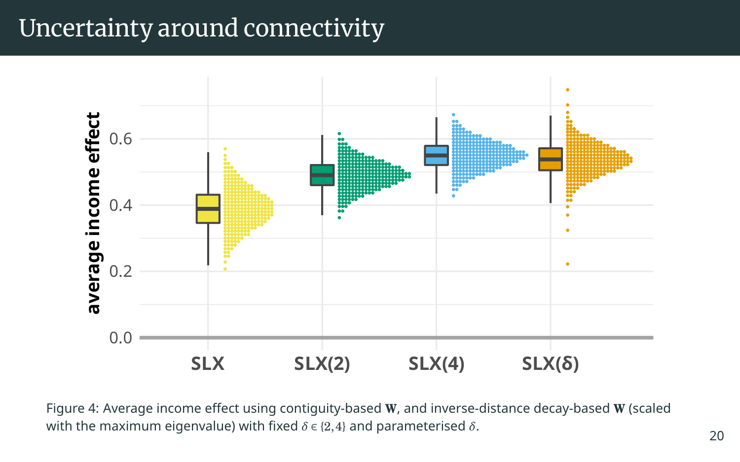# Uncertainty around connectivity

Figure 4: Average income effect using contiguity-based $\mathbf{W}$, and inverse-distance decay-based $\mathbf{W}$ (scaled with the maximum eigenvalue) with fixed $\delta \in \{2, 4\}$ and parameterised $\delta$.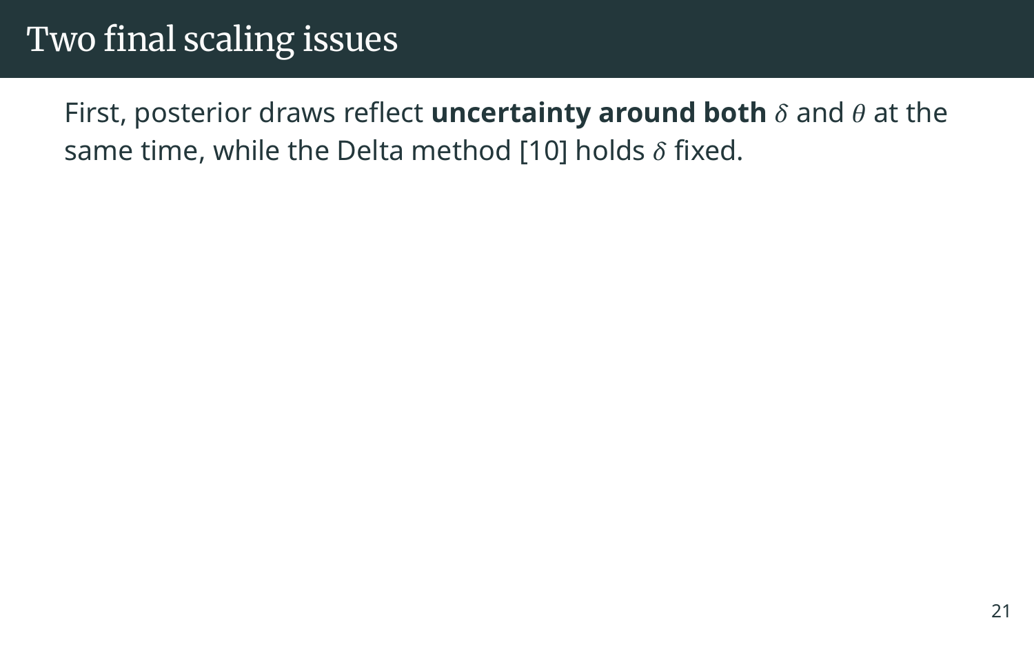# Two final scaling issues

First, posterior draws reflect **uncertainty around both** $\delta$ and $\theta$ at the same time, while the Delta method [10] holds $\delta$ fixed.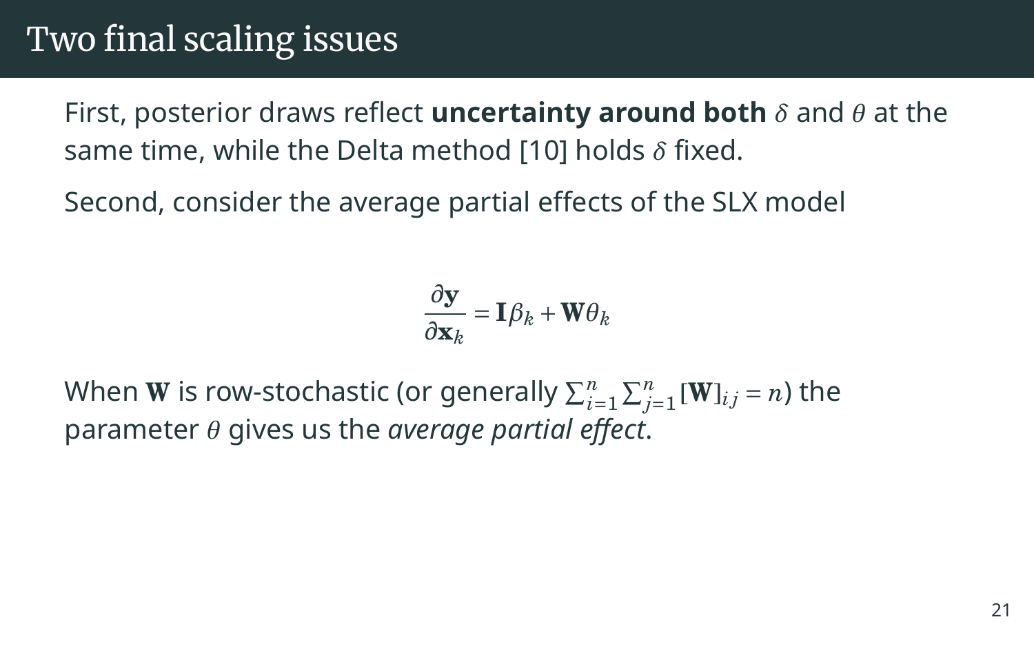# Two final scaling issues

First, posterior draws reflect **uncertainty around both** $\delta$ and $\theta$ at the same time, while the Delta method [10] holds $\delta$ fixed.

Second, consider the average partial effects of the SLX model

$$\frac{\partial \mathbf{y}}{\partial \mathbf{x}_k} = \mathbf{I}\beta_k + \mathbf{W}\theta_k$$

When $\mathbf{W}$ is row-stochastic (or generally $\sum_{i=1}^{n}\sum_{j=1}^{n}[\mathbf{W}]_{ij} = n$) the parameter $\theta$ gives us the *average partial effect*.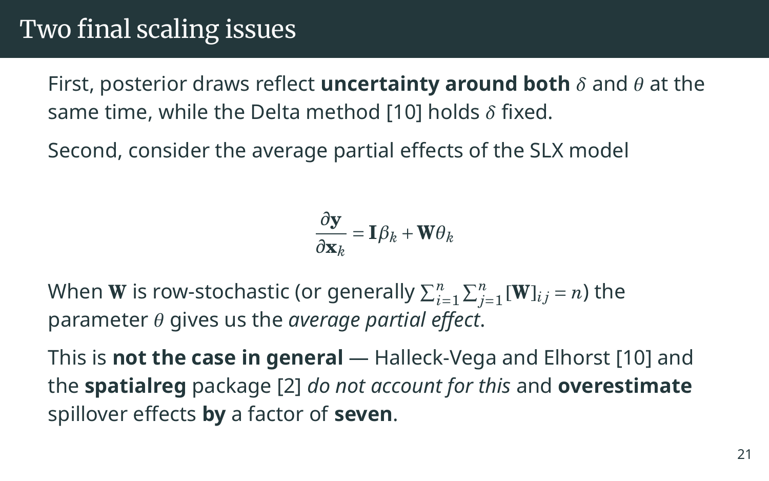# Two final scaling issues

First, posterior draws reflect **uncertainty around both** $\delta$ and $\theta$ at the same time, while the Delta method [10] holds $\delta$ fixed.

Second, consider the average partial effects of the SLX model

$$\frac{\partial \mathbf{y}}{\partial \mathbf{x}_k} = \mathbf{I}\beta_k + \mathbf{W}\theta_k$$

When $\mathbf{W}$ is row-stochastic (or generally $\sum_{i=1}^{n}\sum_{j=1}^{n}[\mathbf{W}]_{ij} = n$) the parameter $\theta$ gives us the *average partial effect*.

This is **not the case in general** — Halleck-Vega and Elhorst [10] and the **spatialreg** package [2] *do not account for this* and **overestimate** spillover effects **by** a factor of **seven**.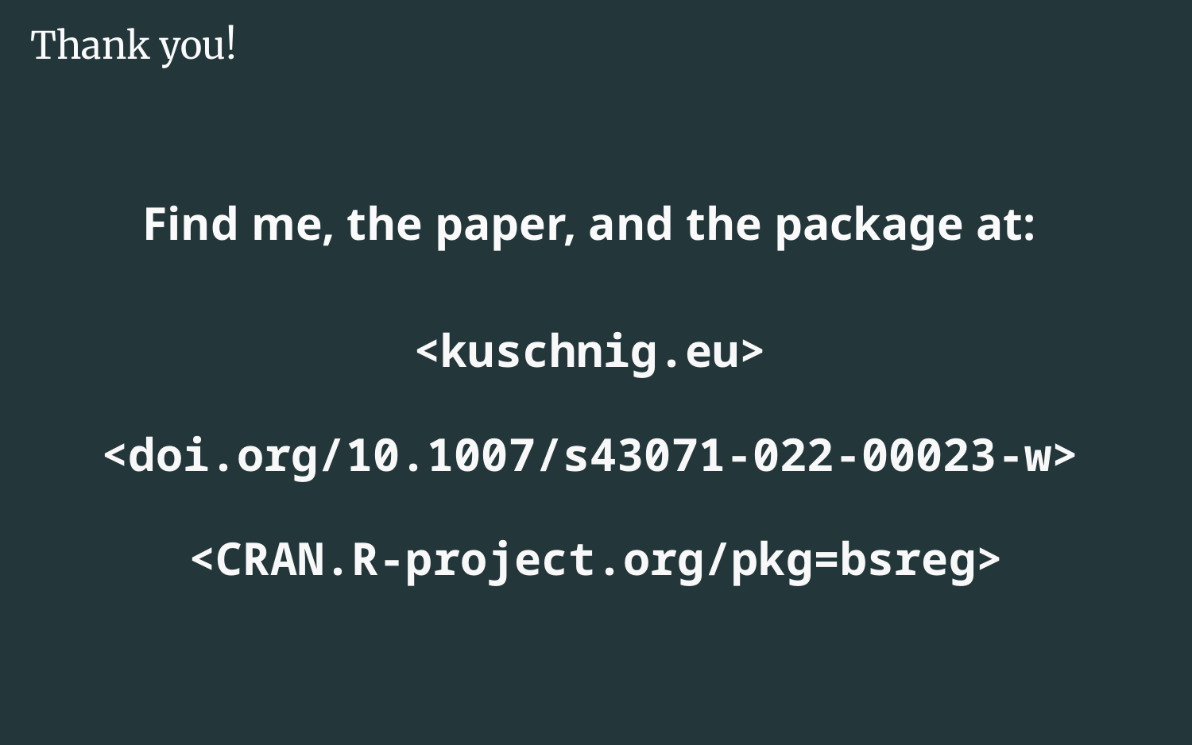# Thank you!

**Find me, the paper, and the package at:**

**`<kuschnig.eu>`**

**`<doi.org/10.1007/s43071-022-00023-w>`**

**`<CRAN.R-project.org/pkg=bsreg>`**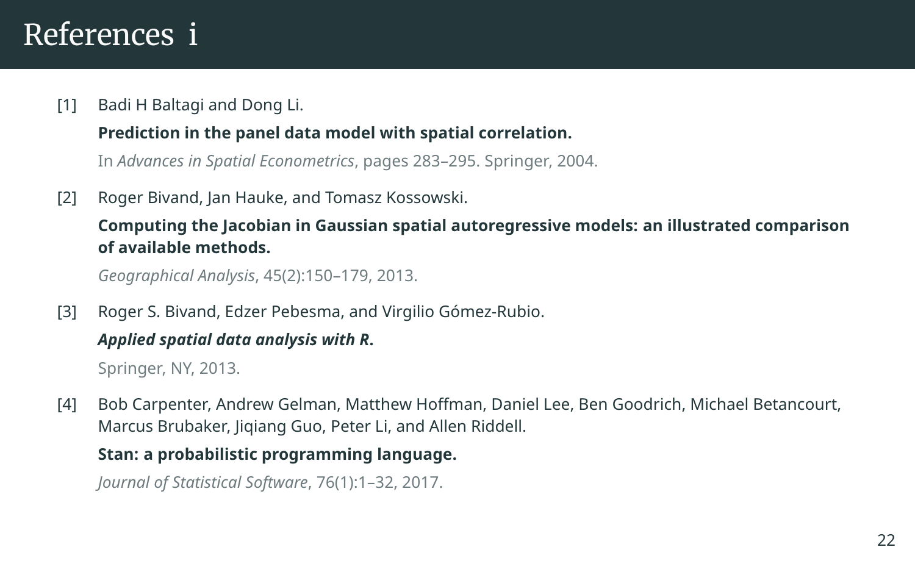# References i

[1] Badi H Baltagi and Dong Li.
**Prediction in the panel data model with spatial correlation.**
In *Advances in Spatial Econometrics*, pages 283–295. Springer, 2004.

[2] Roger Bivand, Jan Hauke, and Tomasz Kossowski.
**Computing the Jacobian in Gaussian spatial autoregressive models: an illustrated comparison of available methods.**
*Geographical Analysis*, 45(2):150–179, 2013.

[3] Roger S. Bivand, Edzer Pebesma, and Virgilio Gómez-Rubio.
***Applied spatial data analysis with R*.**
Springer, NY, 2013.

[4] Bob Carpenter, Andrew Gelman, Matthew Hoffman, Daniel Lee, Ben Goodrich, Michael Betancourt, Marcus Brubaker, Jiqiang Guo, Peter Li, and Allen Riddell.
**Stan: a probabilistic programming language.**
*Journal of Statistical Software*, 76(1):1–32, 2017.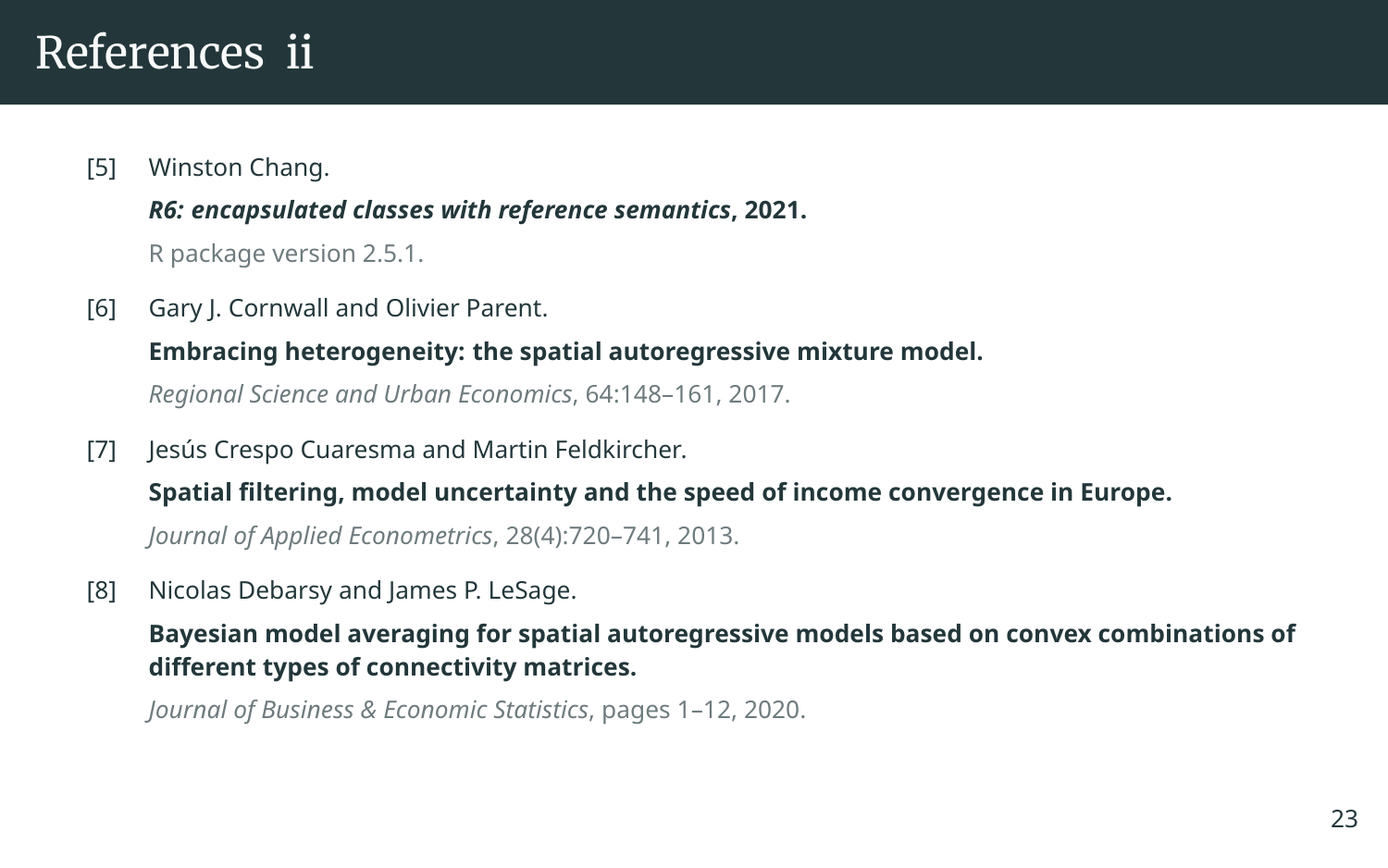# References ii

[5] Winston Chang.
***R6: encapsulated classes with reference semantics*, 2021.**
R package version 2.5.1.

[6] Gary J. Cornwall and Olivier Parent.
**Embracing heterogeneity: the spatial autoregressive mixture model.**
*Regional Science and Urban Economics*, 64:148–161, 2017.

[7] Jesús Crespo Cuaresma and Martin Feldkircher.
**Spatial filtering, model uncertainty and the speed of income convergence in Europe.**
*Journal of Applied Econometrics*, 28(4):720–741, 2013.

[8] Nicolas Debarsy and James P. LeSage.
**Bayesian model averaging for spatial autoregressive models based on convex combinations of different types of connectivity matrices.**
*Journal of Business & Economic Statistics*, pages 1–12, 2020.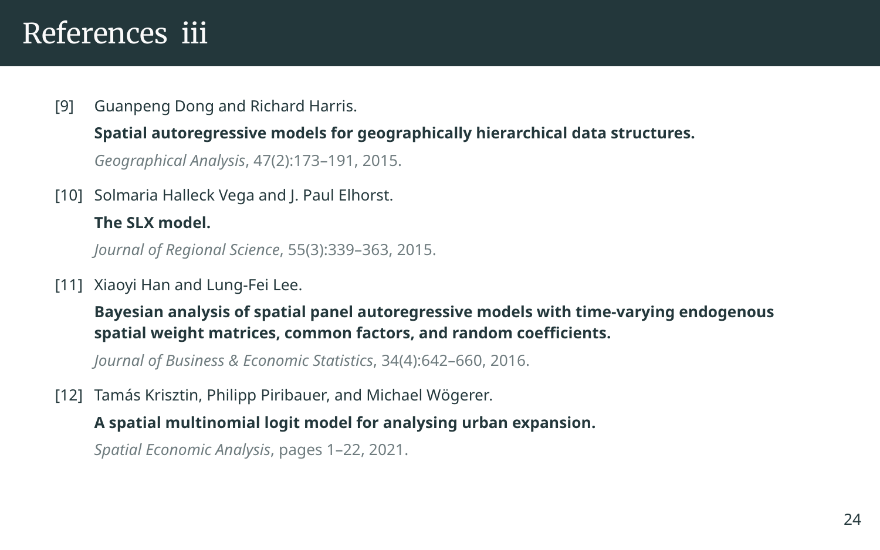# References iii

[9] Guanpeng Dong and Richard Harris.
**Spatial autoregressive models for geographically hierarchical data structures.**
*Geographical Analysis*, 47(2):173–191, 2015.

[10] Solmaria Halleck Vega and J. Paul Elhorst.
**The SLX model.**
*Journal of Regional Science*, 55(3):339–363, 2015.

[11] Xiaoyi Han and Lung-Fei Lee.
**Bayesian analysis of spatial panel autoregressive models with time-varying endogenous spatial weight matrices, common factors, and random coefficients.**
*Journal of Business & Economic Statistics*, 34(4):642–660, 2016.

[12] Tamás Krisztin, Philipp Piribauer, and Michael Wögerer.
**A spatial multinomial logit model for analysing urban expansion.**
*Spatial Economic Analysis*, pages 1–22, 2021.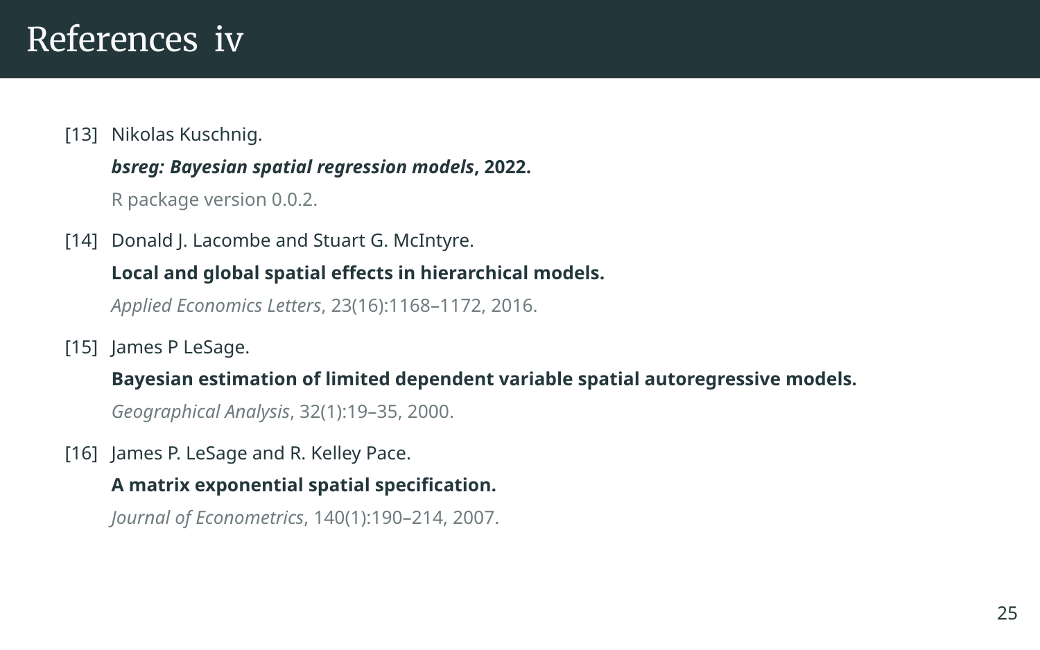# References iv

[13] Nikolas Kuschnig.
***bsreg: Bayesian spatial regression models*, 2022.**
R package version 0.0.2.

[14] Donald J. Lacombe and Stuart G. McIntyre.
**Local and global spatial effects in hierarchical models.**
*Applied Economics Letters*, 23(16):1168–1172, 2016.

[15] James P LeSage.
**Bayesian estimation of limited dependent variable spatial autoregressive models.**
*Geographical Analysis*, 32(1):19–35, 2000.

[16] James P. LeSage and R. Kelley Pace.
**A matrix exponential spatial specification.**
*Journal of Econometrics*, 140(1):190–214, 2007.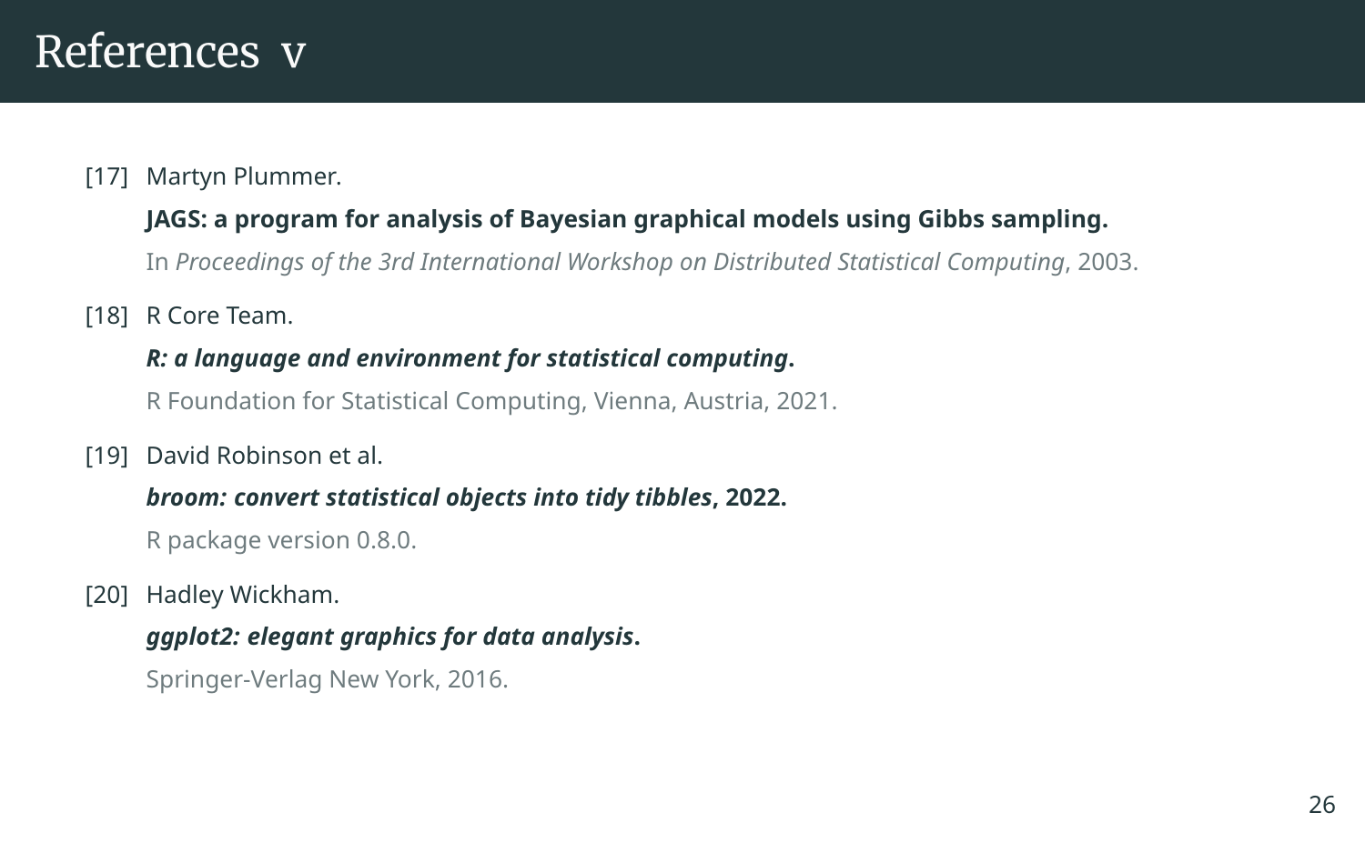# References v

[17] Martyn Plummer.

**JAGS: a program for analysis of Bayesian graphical models using Gibbs sampling.**

In *Proceedings of the 3rd International Workshop on Distributed Statistical Computing*, 2003.

[18] R Core Team.

***R: a language and environment for statistical computing*.**

R Foundation for Statistical Computing, Vienna, Austria, 2021.

[19] David Robinson et al.

***broom: convert statistical objects into tidy tibbles*, 2022.**

R package version 0.8.0.

[20] Hadley Wickham.

***ggplot2: elegant graphics for data analysis*.**

Springer-Verlag New York, 2016.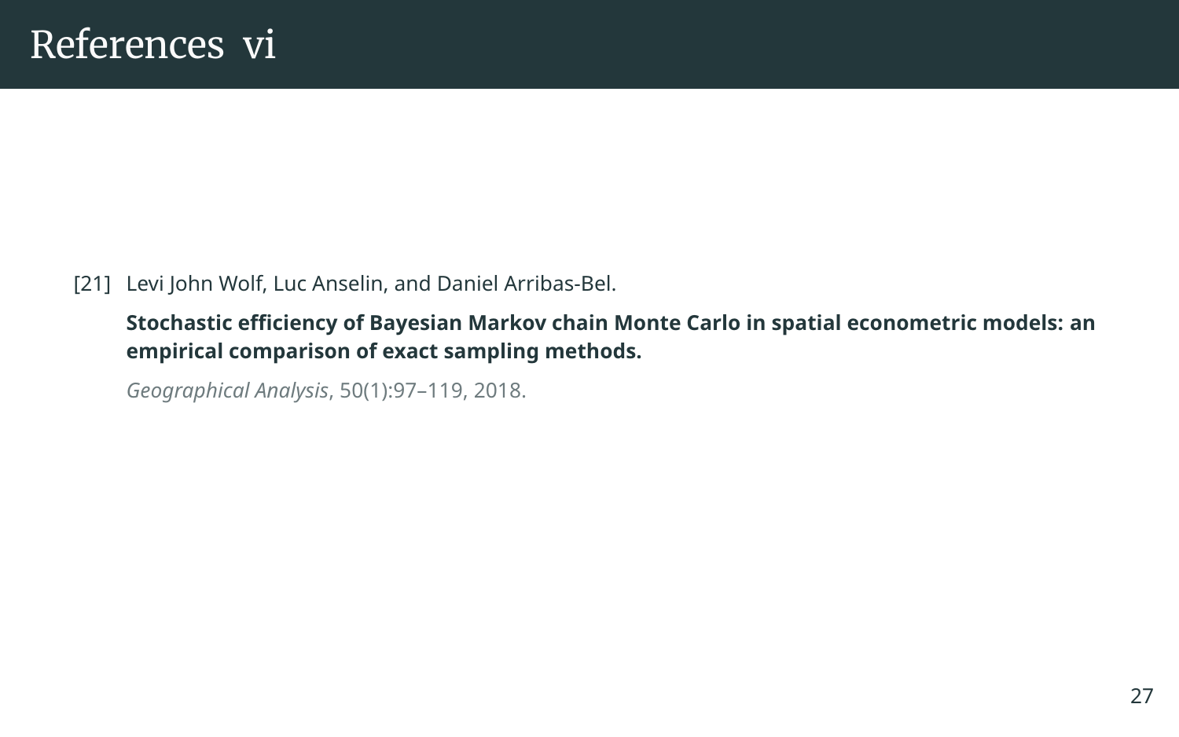# References vi

[21] Levi John Wolf, Luc Anselin, and Daniel Arribas-Bel.

**Stochastic efficiency of Bayesian Markov chain Monte Carlo in spatial econometric models: an empirical comparison of exact sampling methods.**

*Geographical Analysis*, 50(1):97–119, 2018.